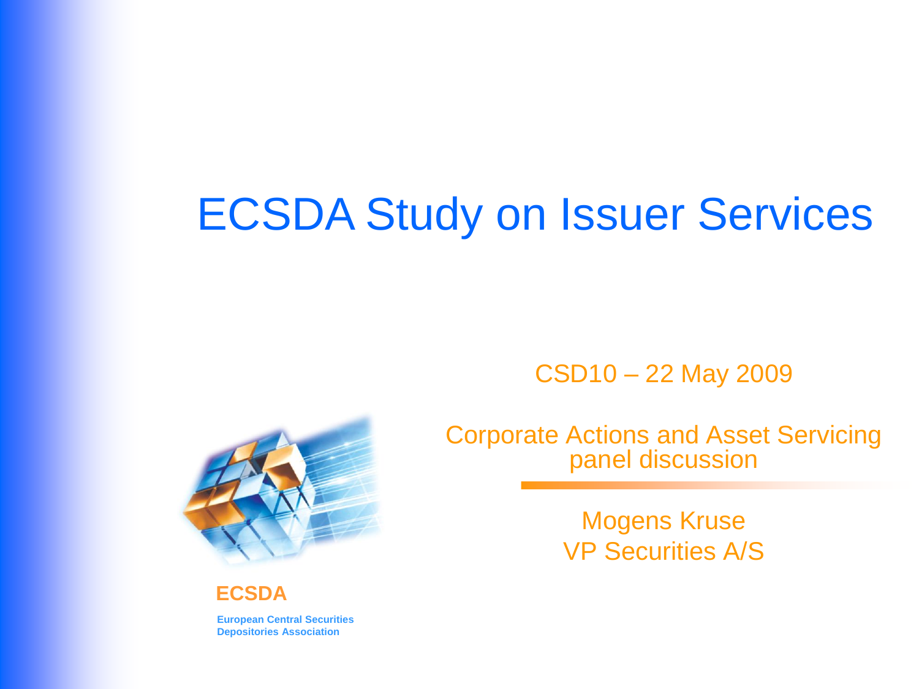# ECSDA Study on Issuer Services

CSD10 – 22 May 2009

Corporate Actions and Asset Servicing panel discussion

Mogens Kruse
VP Securities A/S

**ECSDA**

**European Central Securities Depositories Association**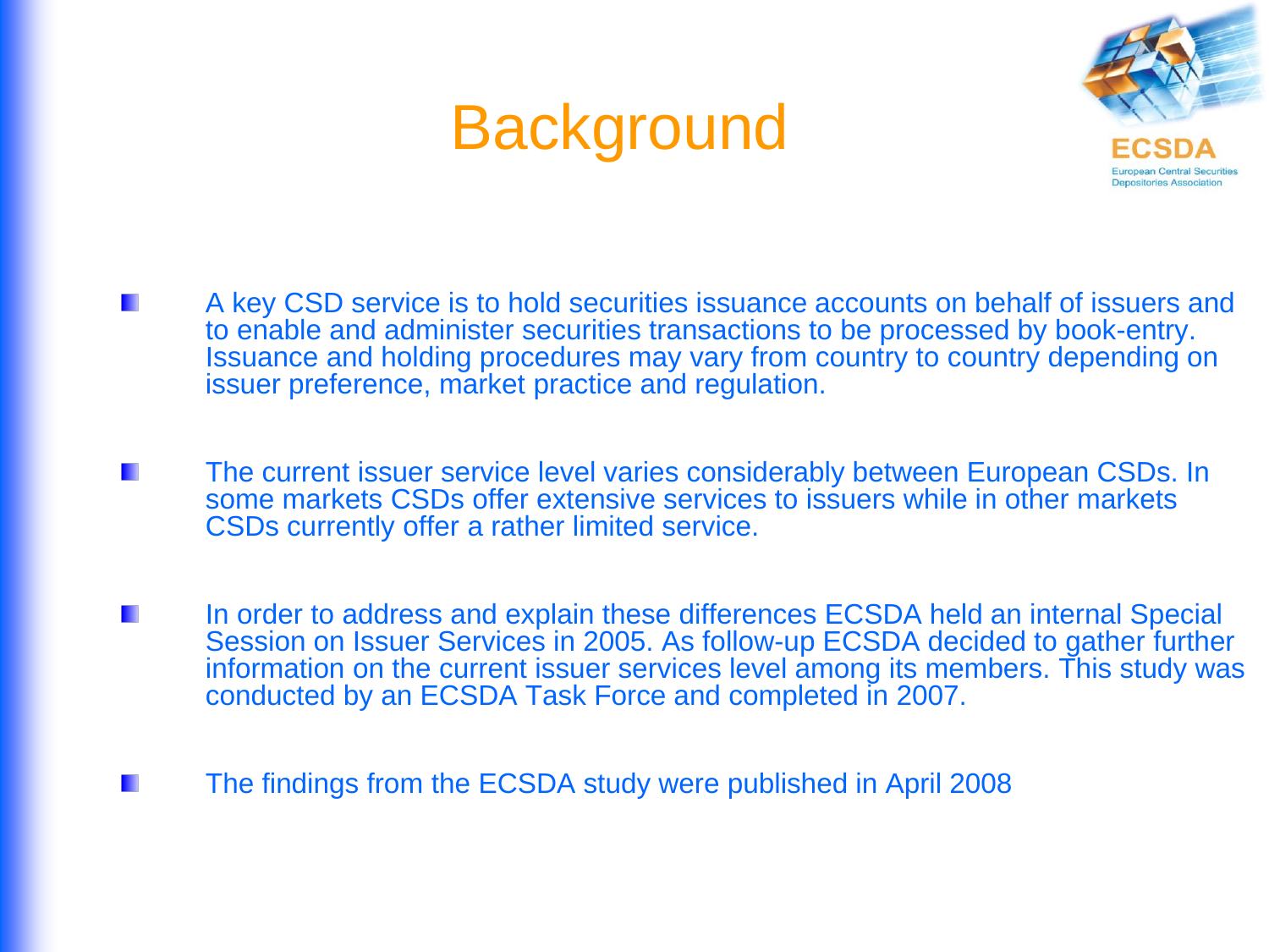# Background

- A key CSD service is to hold securities issuance accounts on behalf of issuers and to enable and administer securities transactions to be processed by book-entry. Issuance and holding procedures may vary from country to country depending on issuer preference, market practice and regulation.

- The current issuer service level varies considerably between European CSDs. In some markets CSDs offer extensive services to issuers while in other markets CSDs currently offer a rather limited service.

- In order to address and explain these differences ECSDA held an internal Special Session on Issuer Services in 2005. As follow-up ECSDA decided to gather further information on the current issuer services level among its members. This study was conducted by an ECSDA Task Force and completed in 2007.

- The findings from the ECSDA study were published in April 2008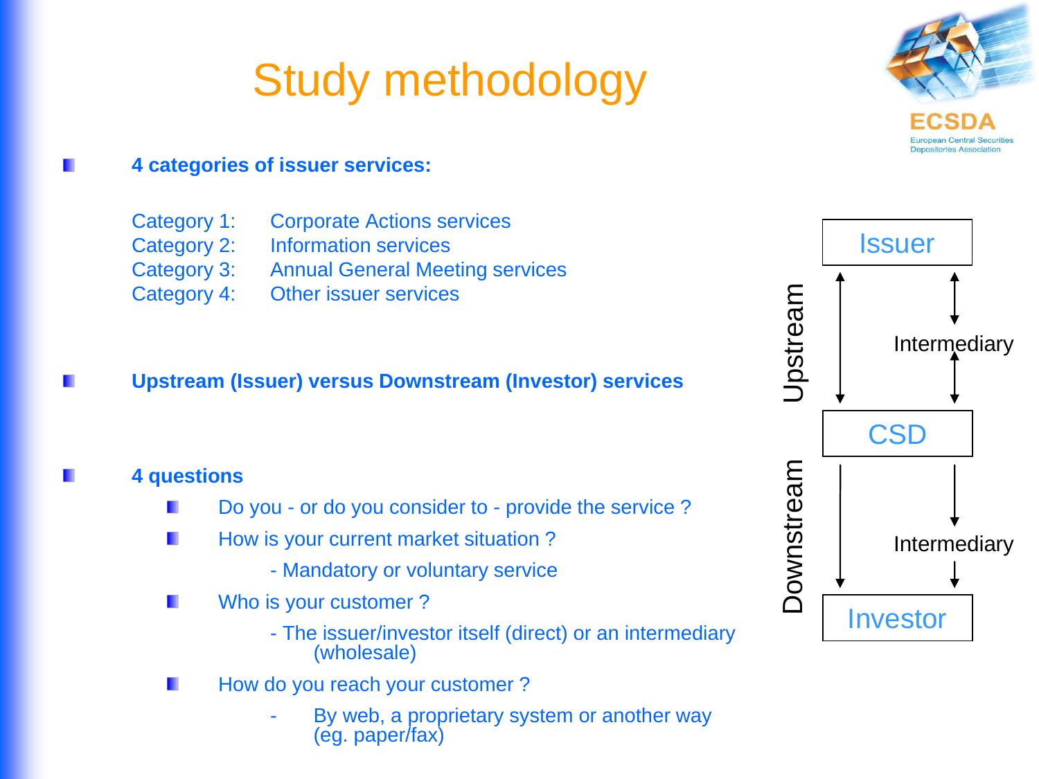# Study methodology

- **4 categories of issuer services:**

  Category 1: Corporate Actions services
  Category 2: Information services
  Category 3: Annual General Meeting services
  Category 4: Other issuer services

- **Upstream (Issuer) versus Downstream (Investor) services**

- **4 questions**
  - Do you - or do you consider to - provide the service ?
  - How is your current market situation ?
    - Mandatory or voluntary service
  - Who is your customer ?
    - The issuer/investor itself (direct) or an intermediary (wholesale)
  - How do you reach your customer ?
    - By web, a proprietary system or another way (eg. paper/fax)

Issuer

Upstream

Intermediary

CSD

Downstream

Intermediary

Investor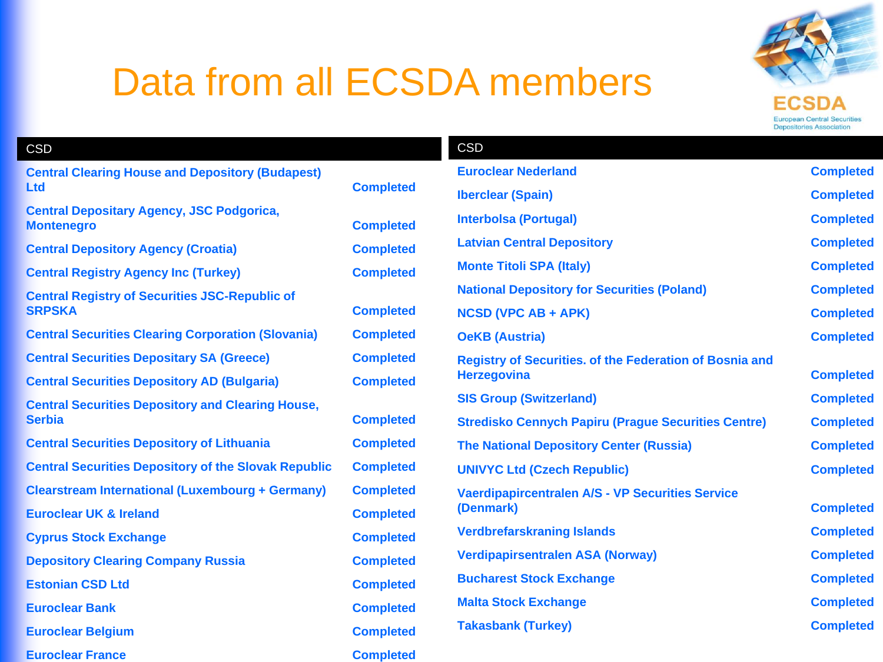# Data from all ECSDA members

| CSD | |
|---|---|
| Central Clearing House and Depository (Budapest) Ltd | Completed |
| Central Depositary Agency, JSC Podgorica, Montenegro | Completed |
| Central Depository Agency (Croatia) | Completed |
| Central Registry Agency Inc (Turkey) | Completed |
| Central Registry of Securities JSC-Republic of SRPSKA | Completed |
| Central Securities Clearing Corporation (Slovania) | Completed |
| Central Securities Depositary SA (Greece) | Completed |
| Central Securities Depository AD (Bulgaria) | Completed |
| Central Securities Depository and Clearing House, Serbia | Completed |
| Central Securities Depository of Lithuania | Completed |
| Central Securities Depository of the Slovak Republic | Completed |
| Clearstream International (Luxembourg + Germany) | Completed |
| Euroclear UK & Ireland | Completed |
| Cyprus Stock Exchange | Completed |
| Depository Clearing Company Russia | Completed |
| Estonian CSD Ltd | Completed |
| Euroclear Bank | Completed |
| Euroclear Belgium | Completed |
| Euroclear France | Completed |

| CSD | |
|---|---|
| Euroclear Nederland | Completed |
| Iberclear (Spain) | Completed |
| Interbolsa (Portugal) | Completed |
| Latvian Central Depository | Completed |
| Monte Titoli SPA (Italy) | Completed |
| National Depository for Securities (Poland) | Completed |
| NCSD (VPC AB + APK) | Completed |
| OeKB (Austria) | Completed |
| Registry of Securities. of the Federation of Bosnia and Herzegovina | Completed |
| SIS Group (Switzerland) | Completed |
| Stredisko Cennych Papiru (Prague Securities Centre) | Completed |
| The National Depository Center (Russia) | Completed |
| UNIVYC Ltd (Czech Republic) | Completed |
| Vaerdipapircentralen A/S - VP Securities Service (Denmark) | Completed |
| Verdbrefaskraning Islands | Completed |
| Verdipapirsentralen ASA (Norway) | Completed |
| Bucharest Stock Exchange | Completed |
| Malta Stock Exchange | Completed |
| Takasbank (Turkey) | Completed |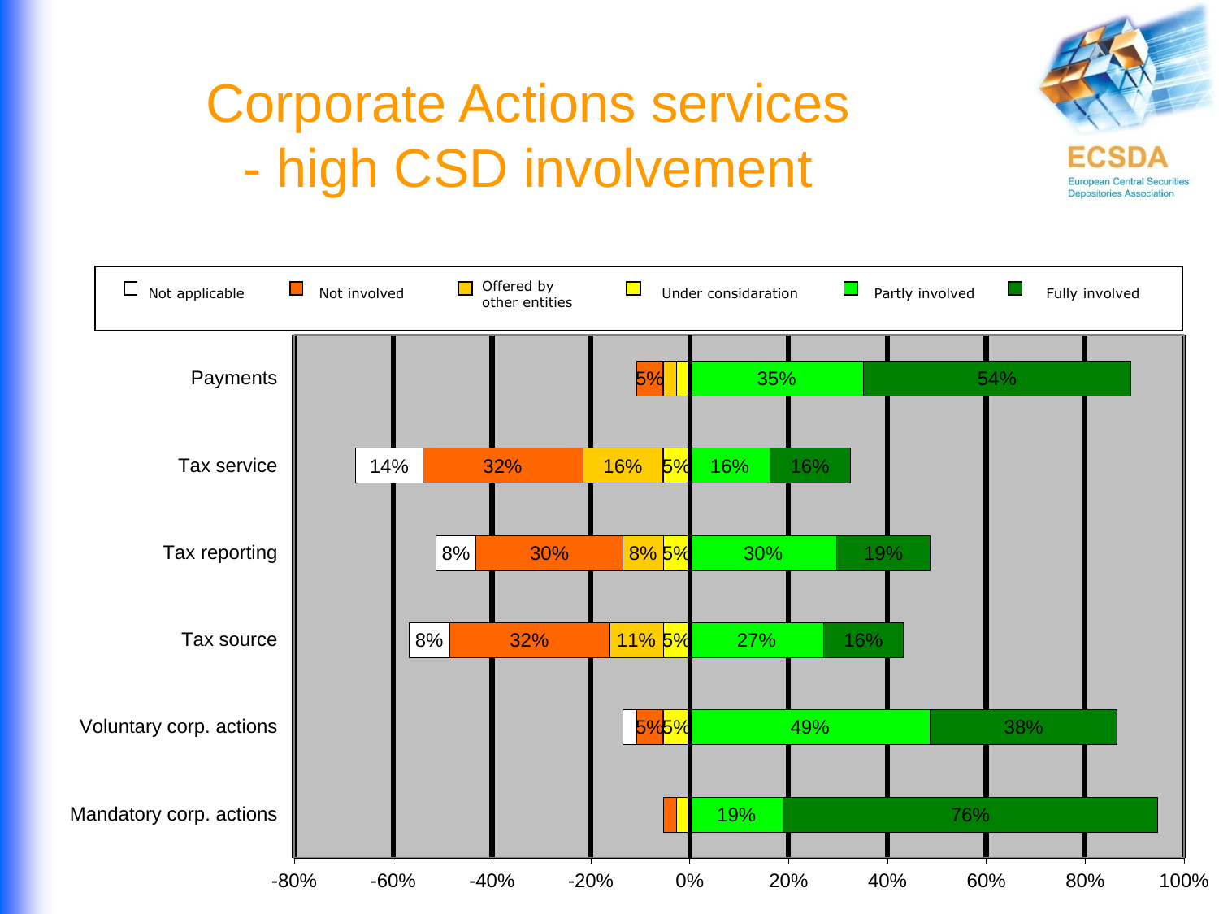# Corporate Actions services - high CSD involvement

ECSDA
European Central Securities Depositories Association

| | Not applicable | Not involved | Offered by other entities | Under considaration | Partly involved | Fully involved |
|---|---|---|---|---|---|---|
| Payments | | 5% | | | 35% | 54% |
| Tax service | 14% | 32% | 16% | 5% | 16% | 16% |
| Tax reporting | 8% | 30% | 8% | 5% | 30% | 19% |
| Tax source | 8% | 32% | 11% | 5% | 27% | 16% |
| Voluntary corp. actions | | 5% | | 5% | 49% | 38% |
| Mandatory corp. actions | | | | | 19% | 76% |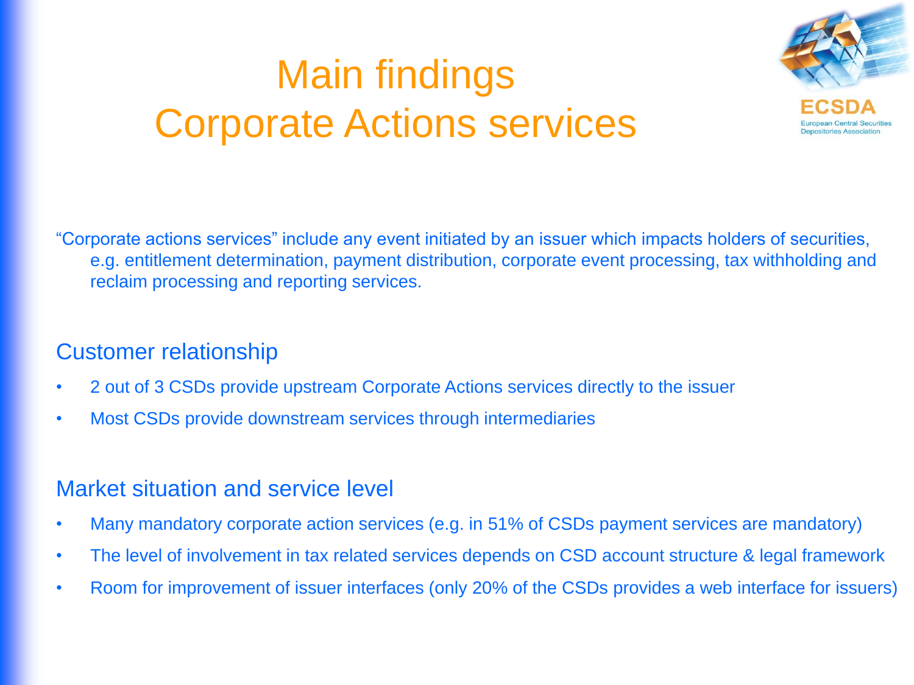# Main findings
# Corporate Actions services

"Corporate actions services" include any event initiated by an issuer which impacts holders of securities, e.g. entitlement determination, payment distribution, corporate event processing, tax withholding and reclaim processing and reporting services.

## Customer relationship

- 2 out of 3 CSDs provide upstream Corporate Actions services directly to the issuer
- Most CSDs provide downstream services through intermediaries

## Market situation and service level

- Many mandatory corporate action services (e.g. in 51% of CSDs payment services are mandatory)
- The level of involvement in tax related services depends on CSD account structure & legal framework
- Room for improvement of issuer interfaces (only 20% of the CSDs provides a web interface for issuers)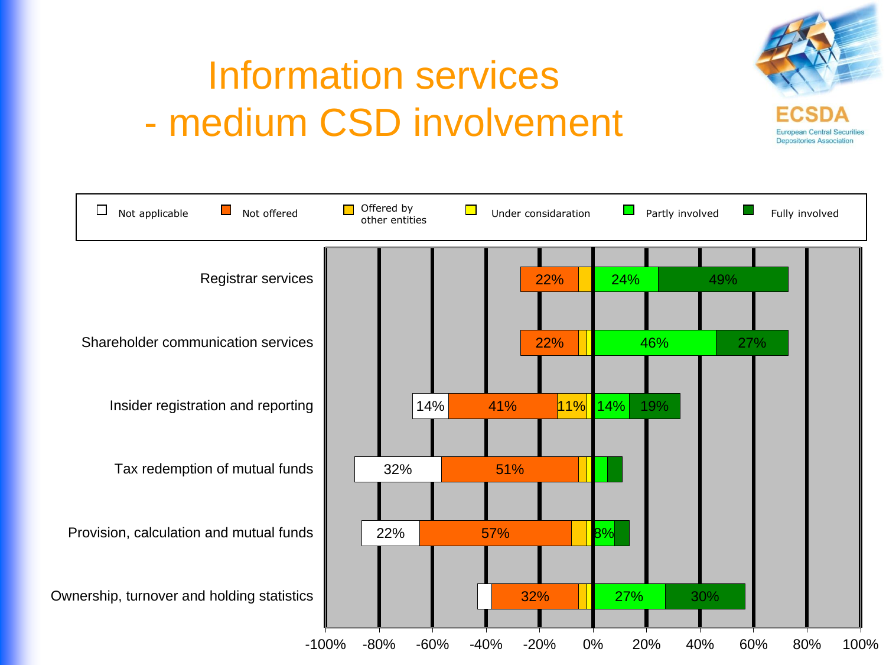# Information services - medium CSD involvement

ECSDA
European Central Securities Depositories Association

| | Not applicable | Not offered | Offered by other entities | Under consideration | Partly involved | Fully involved |
|---|---|---|---|---|---|---|
| Registrar services | | 22% | | | 24% | 49% |
| Shareholder communication services | | 22% | | | 46% | 27% |
| Insider registration and reporting | 14% | 41% | 11% | | 14% | 19% |
| Tax redemption of mutual funds | 32% | 51% | | | | |
| Provision, calculation and mutual funds | 22% | 57% | | | 8% | |
| Ownership, turnover and holding statistics | | 32% | | | 27% | 30% |

-100% -80% -60% -40% -20% 0% 20% 40% 60% 80% 100%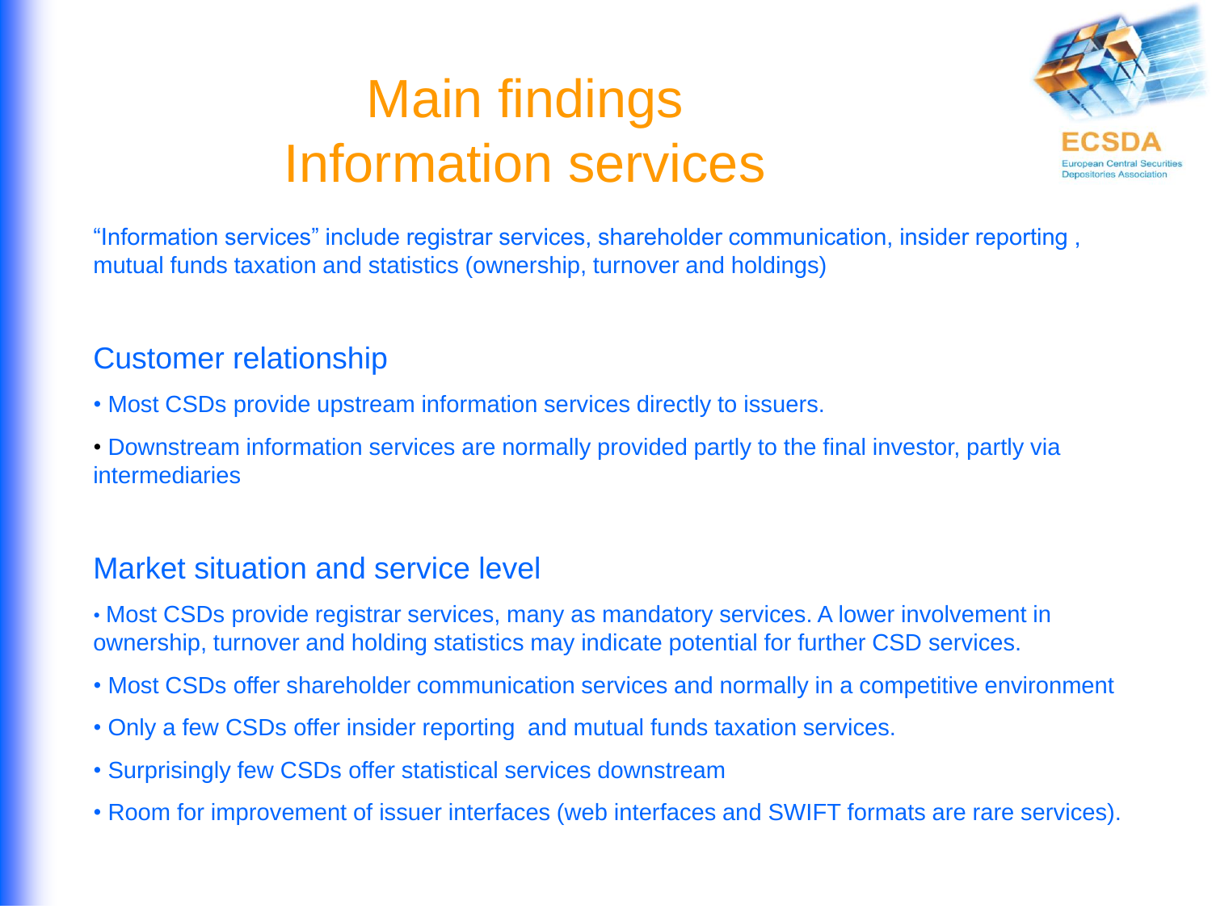# Main findings
# Information services

"Information services" include registrar services, shareholder communication, insider reporting , mutual funds taxation and statistics (ownership, turnover and holdings)

## Customer relationship

- Most CSDs provide upstream information services directly to issuers.
- Downstream information services are normally provided partly to the final investor, partly via intermediaries

## Market situation and service level

- Most CSDs provide registrar services, many as mandatory services. A lower involvement in ownership, turnover and holding statistics may indicate potential for further CSD services.
- Most CSDs offer shareholder communication services and normally in a competitive environment
- Only a few CSDs offer insider reporting and mutual funds taxation services.
- Surprisingly few CSDs offer statistical services downstream
- Room for improvement of issuer interfaces (web interfaces and SWIFT formats are rare services).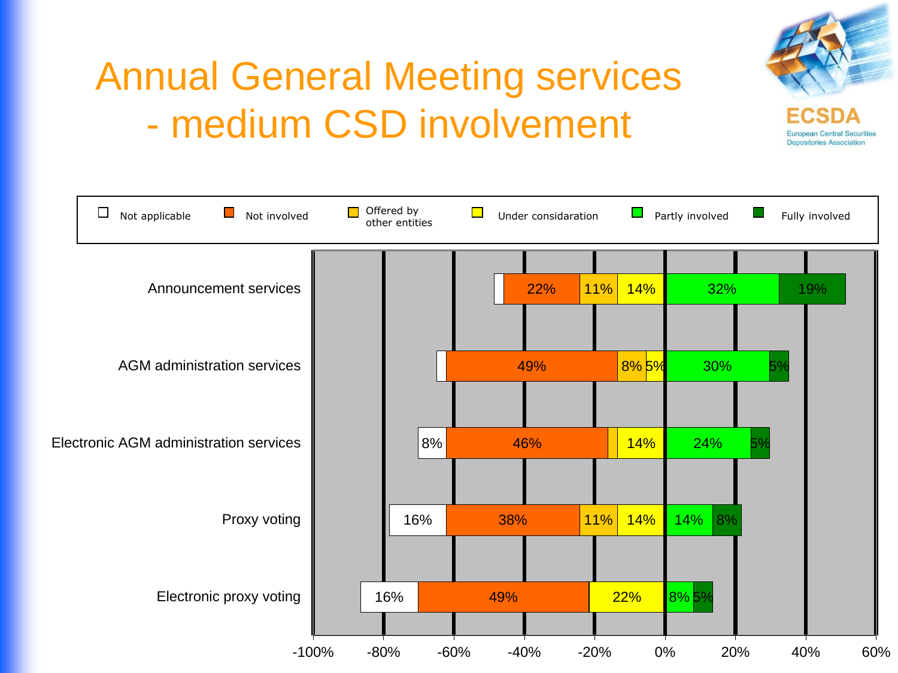# Annual General Meeting services - medium CSD involvement

| | Not applicable | Not involved | Offered by other entities | Under considaration | Partly involved | Fully involved |
|---|---|---|---|---|---|---|
| Announcement services | | 22% | 11% | 14% | 32% | 19% |
| AGM administration services | | 49% | 8% | 5% | 30% | 5% |
| Electronic AGM administration services | 8% | 46% | | 14% | 24% | 5% |
| Proxy voting | 16% | 38% | 11% | 14% | 14% | 8% |
| Electronic proxy voting | 16% | 49% | | 22% | 8% | 5% |

-100% -80% -60% -40% -20% 0% 20% 40% 60%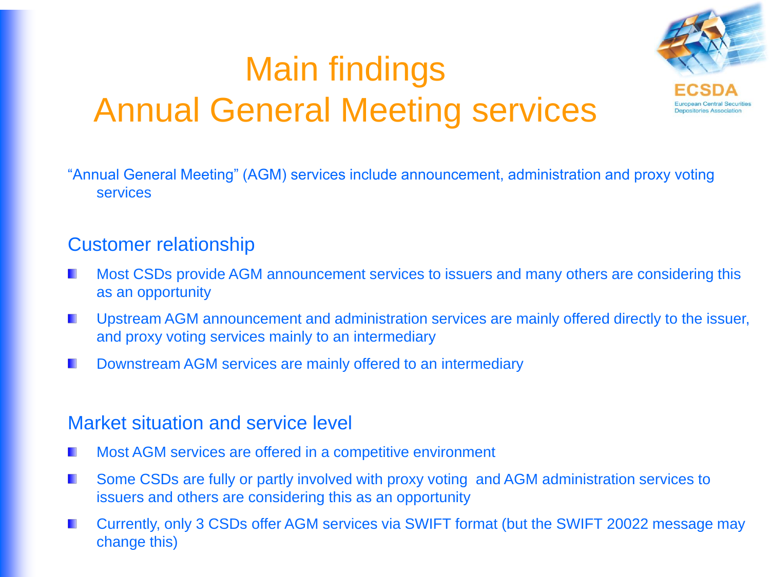# Main findings
# Annual General Meeting services

"Annual General Meeting" (AGM) services include announcement, administration and proxy voting services

## Customer relationship

- Most CSDs provide AGM announcement services to issuers and many others are considering this as an opportunity
- Upstream AGM announcement and administration services are mainly offered directly to the issuer, and proxy voting services mainly to an intermediary
- Downstream AGM services are mainly offered to an intermediary

## Market situation and service level

- Most AGM services are offered in a competitive environment
- Some CSDs are fully or partly involved with proxy voting and AGM administration services to issuers and others are considering this as an opportunity
- Currently, only 3 CSDs offer AGM services via SWIFT format (but the SWIFT 20022 message may change this)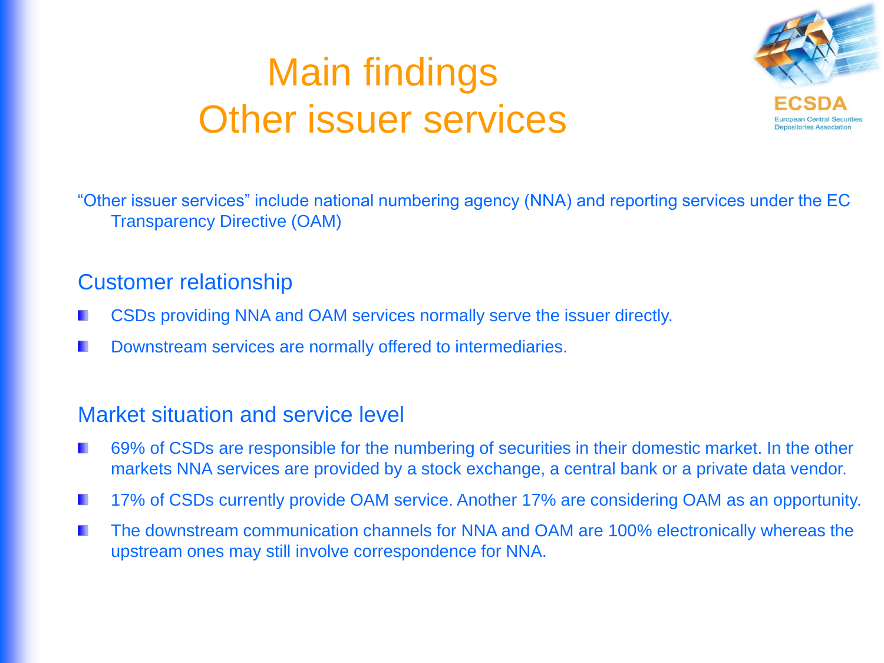# Main findings
# Other issuer services

"Other issuer services" include national numbering agency (NNA) and reporting services under the EC Transparency Directive (OAM)

## Customer relationship

- CSDs providing NNA and OAM services normally serve the issuer directly.
- Downstream services are normally offered to intermediaries.

## Market situation and service level

- 69% of CSDs are responsible for the numbering of securities in their domestic market. In the other markets NNA services are provided by a stock exchange, a central bank or a private data vendor.
- 17% of CSDs currently provide OAM service. Another 17% are considering OAM as an opportunity.
- The downstream communication channels for NNA and OAM are 100% electronically whereas the upstream ones may still involve correspondence for NNA.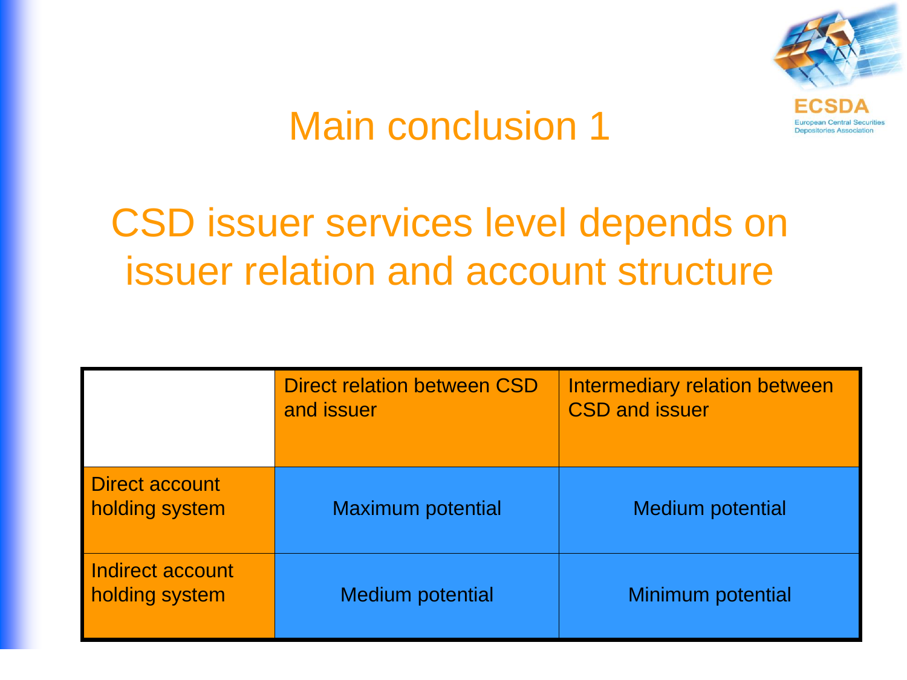# Main conclusion 1

## CSD issuer services level depends on issuer relation and account structure

| | Direct relation between CSD and issuer | Intermediary relation between CSD and issuer |
|---|---|---|
| Direct account holding system | Maximum potential | Medium potential |
| Indirect account holding system | Medium potential | Minimum potential |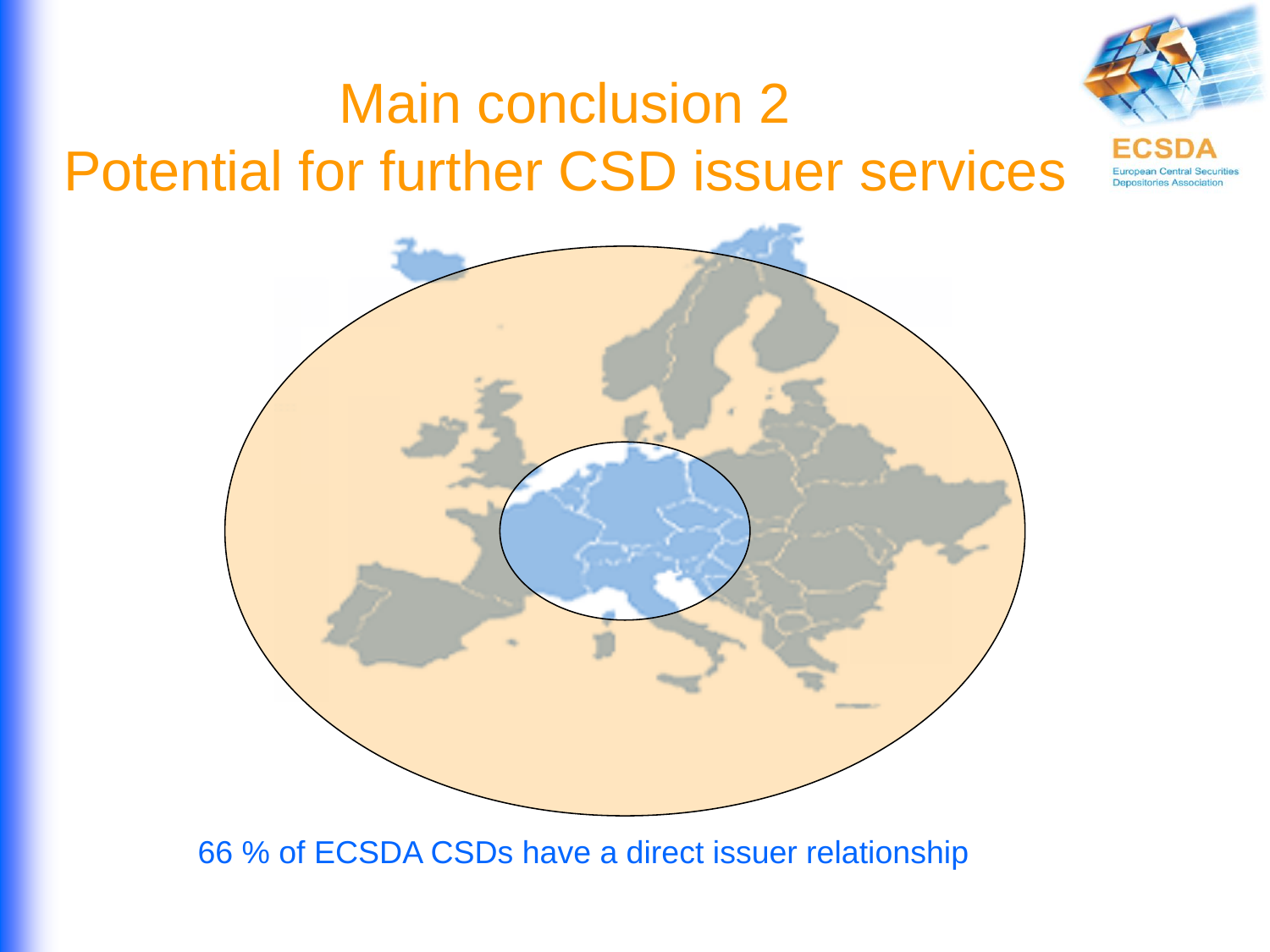# Main conclusion 2
# Potential for further CSD issuer services

66 % of ECSDA CSDs have a direct issuer relationship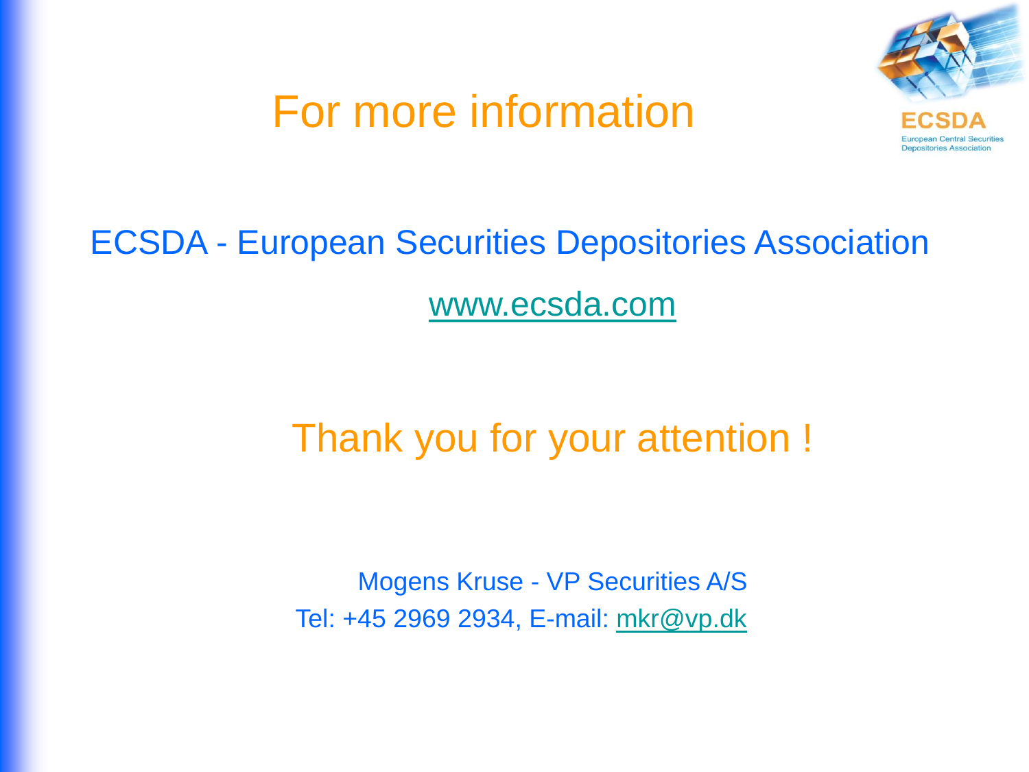# For more information

ECSDA - European Securities Depositories Association

www.ecsda.com

Thank you for your attention !

Mogens Kruse - VP Securities A/S

Tel: +45 2969 2934, E-mail: mkr@vp.dk